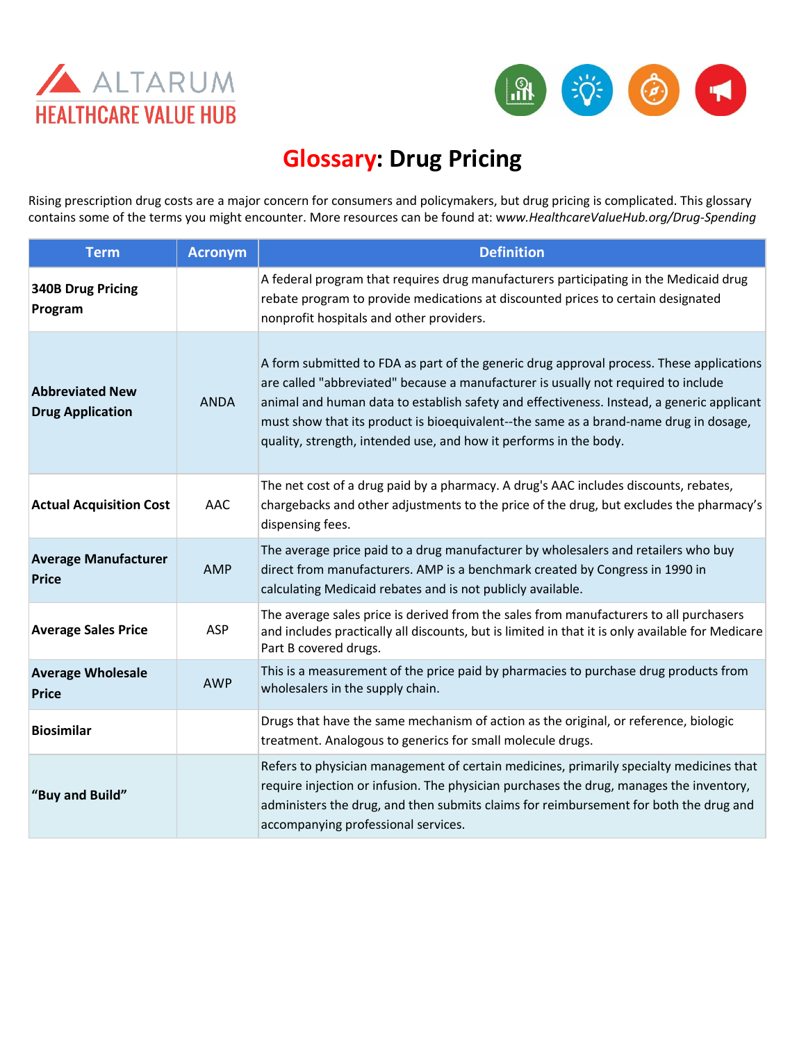ALTARUM
HEALTHCARE VALUE HUB

# Glossary: Drug Pricing

Rising prescription drug costs are a major concern for consumers and policymakers, but drug pricing is complicated. This glossary contains some of the terms you might encounter. More resources can be found at: *www.HealthcareValueHub.org/Drug-Spending*

| Term | Acronym | Definition |
|---|---|---|
| **340B Drug Pricing Program** | | A federal program that requires drug manufacturers participating in the Medicaid drug rebate program to provide medications at discounted prices to certain designated nonprofit hospitals and other providers. |
| **Abbreviated New Drug Application** | ANDA | A form submitted to FDA as part of the generic drug approval process. These applications are called "abbreviated" because a manufacturer is usually not required to include animal and human data to establish safety and effectiveness. Instead, a generic applicant must show that its product is bioequivalent--the same as a brand-name drug in dosage, quality, strength, intended use, and how it performs in the body. |
| **Actual Acquisition Cost** | AAC | The net cost of a drug paid by a pharmacy. A drug's AAC includes discounts, rebates, chargebacks and other adjustments to the price of the drug, but excludes the pharmacy's dispensing fees. |
| **Average Manufacturer Price** | AMP | The average price paid to a drug manufacturer by wholesalers and retailers who buy direct from manufacturers. AMP is a benchmark created by Congress in 1990 in calculating Medicaid rebates and is not publicly available. |
| **Average Sales Price** | ASP | The average sales price is derived from the sales from manufacturers to all purchasers and includes practically all discounts, but is limited in that it is only available for Medicare Part B covered drugs. |
| **Average Wholesale Price** | AWP | This is a measurement of the price paid by pharmacies to purchase drug products from wholesalers in the supply chain. |
| **Biosimilar** | | Drugs that have the same mechanism of action as the original, or reference, biologic treatment. Analogous to generics for small molecule drugs. |
| **"Buy and Build"** | | Refers to physician management of certain medicines, primarily specialty medicines that require injection or infusion. The physician purchases the drug, manages the inventory, administers the drug, and then submits claims for reimbursement for both the drug and accompanying professional services. |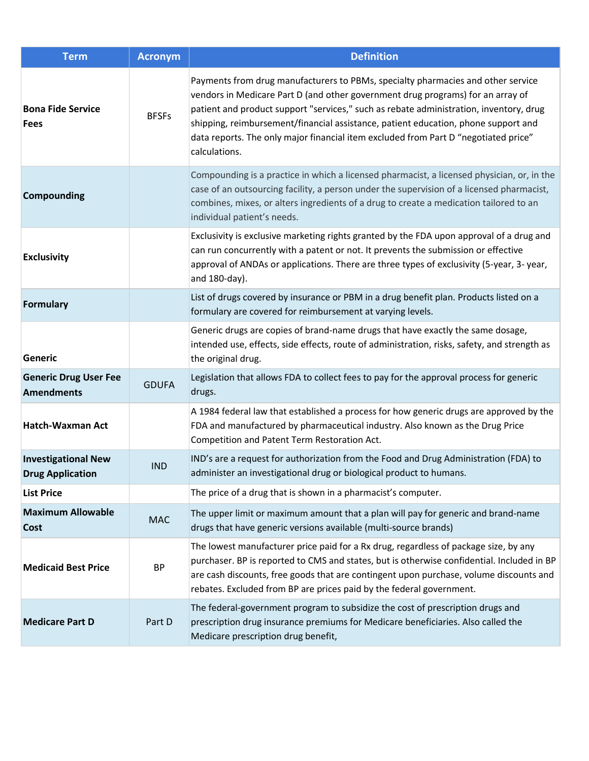| Term | Acronym | Definition |
|---|---|---|
| **Bona Fide Service Fees** | BFSFs | Payments from drug manufacturers to PBMs, specialty pharmacies and other service vendors in Medicare Part D (and other government drug programs) for an array of patient and product support "services," such as rebate administration, inventory, drug shipping, reimbursement/financial assistance, patient education, phone support and data reports. The only major financial item excluded from Part D "negotiated price" calculations. |
| **Compounding** | | Compounding is a practice in which a licensed pharmacist, a licensed physician, or, in the case of an outsourcing facility, a person under the supervision of a licensed pharmacist, combines, mixes, or alters ingredients of a drug to create a medication tailored to an individual patient's needs. |
| **Exclusivity** | | Exclusivity is exclusive marketing rights granted by the FDA upon approval of a drug and can run concurrently with a patent or not. It prevents the submission or effective approval of ANDAs or applications. There are three types of exclusivity (5-year, 3- year, and 180-day). |
| **Formulary** | | List of drugs covered by insurance or PBM in a drug benefit plan. Products listed on a formulary are covered for reimbursement at varying levels. |
| **Generic** | | Generic drugs are copies of brand-name drugs that have exactly the same dosage, intended use, effects, side effects, route of administration, risks, safety, and strength as the original drug. |
| **Generic Drug User Fee Amendments** | GDUFA | Legislation that allows FDA to collect fees to pay for the approval process for generic drugs. |
| **Hatch-Waxman Act** | | A 1984 federal law that established a process for how generic drugs are approved by the FDA and manufactured by pharmaceutical industry. Also known as the Drug Price Competition and Patent Term Restoration Act. |
| **Investigational New Drug Application** | IND | IND's are a request for authorization from the Food and Drug Administration (FDA) to administer an investigational drug or biological product to humans. |
| **List Price** | | The price of a drug that is shown in a pharmacist's computer. |
| **Maximum Allowable Cost** | MAC | The upper limit or maximum amount that a plan will pay for generic and brand-name drugs that have generic versions available (multi-source brands) |
| **Medicaid Best Price** | BP | The lowest manufacturer price paid for a Rx drug, regardless of package size, by any purchaser. BP is reported to CMS and states, but is otherwise confidential. Included in BP are cash discounts, free goods that are contingent upon purchase, volume discounts and rebates. Excluded from BP are prices paid by the federal government. |
| **Medicare Part D** | Part D | The federal-government program to subsidize the cost of prescription drugs and prescription drug insurance premiums for Medicare beneficiaries. Also called the Medicare prescription drug benefit, |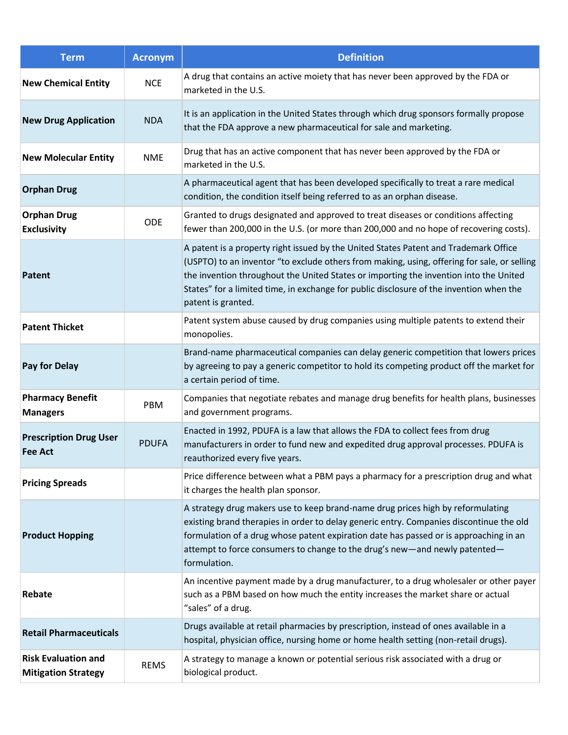| Term | Acronym | Definition |
|---|---|---|
| **New Chemical Entity** | NCE | A drug that contains an active moiety that has never been approved by the FDA or marketed in the U.S. |
| **New Drug Application** | NDA | It is an application in the United States through which drug sponsors formally propose that the FDA approve a new pharmaceutical for sale and marketing. |
| **New Molecular Entity** | NME | Drug that has an active component that has never been approved by the FDA or marketed in the U.S. |
| **Orphan Drug** | | A pharmaceutical agent that has been developed specifically to treat a rare medical condition, the condition itself being referred to as an orphan disease. |
| **Orphan Drug Exclusivity** | ODE | Granted to drugs designated and approved to treat diseases or conditions affecting fewer than 200,000 in the U.S. (or more than 200,000 and no hope of recovering costs). |
| **Patent** | | A patent is a property right issued by the United States Patent and Trademark Office (USPTO) to an inventor "to exclude others from making, using, offering for sale, or selling the invention throughout the United States or importing the invention into the United States" for a limited time, in exchange for public disclosure of the invention when the patent is granted. |
| **Patent Thicket** | | Patent system abuse caused by drug companies using multiple patents to extend their monopolies. |
| **Pay for Delay** | | Brand-name pharmaceutical companies can delay generic competition that lowers prices by agreeing to pay a generic competitor to hold its competing product off the market for a certain period of time. |
| **Pharmacy Benefit Managers** | PBM | Companies that negotiate rebates and manage drug benefits for health plans, businesses and government programs. |
| **Prescription Drug User Fee Act** | PDUFA | Enacted in 1992, PDUFA is a law that allows the FDA to collect fees from drug manufacturers in order to fund new and expedited drug approval processes. PDUFA is reauthorized every five years. |
| **Pricing Spreads** | | Price difference between what a PBM pays a pharmacy for a prescription drug and what it charges the health plan sponsor. |
| **Product Hopping** | | A strategy drug makers use to keep brand-name drug prices high by reformulating existing brand therapies in order to delay generic entry. Companies discontinue the old formulation of a drug whose patent expiration date has passed or is approaching in an attempt to force consumers to change to the drug's new—and newly patented—formulation. |
| **Rebate** | | An incentive payment made by a drug manufacturer, to a drug wholesaler or other payer such as a PBM based on how much the entity increases the market share or actual "sales" of a drug. |
| **Retail Pharmaceuticals** | | Drugs available at retail pharmacies by prescription, instead of ones available in a hospital, physician office, nursing home or home health setting (non-retail drugs). |
| **Risk Evaluation and Mitigation Strategy** | REMS | A strategy to manage a known or potential serious risk associated with a drug or biological product. |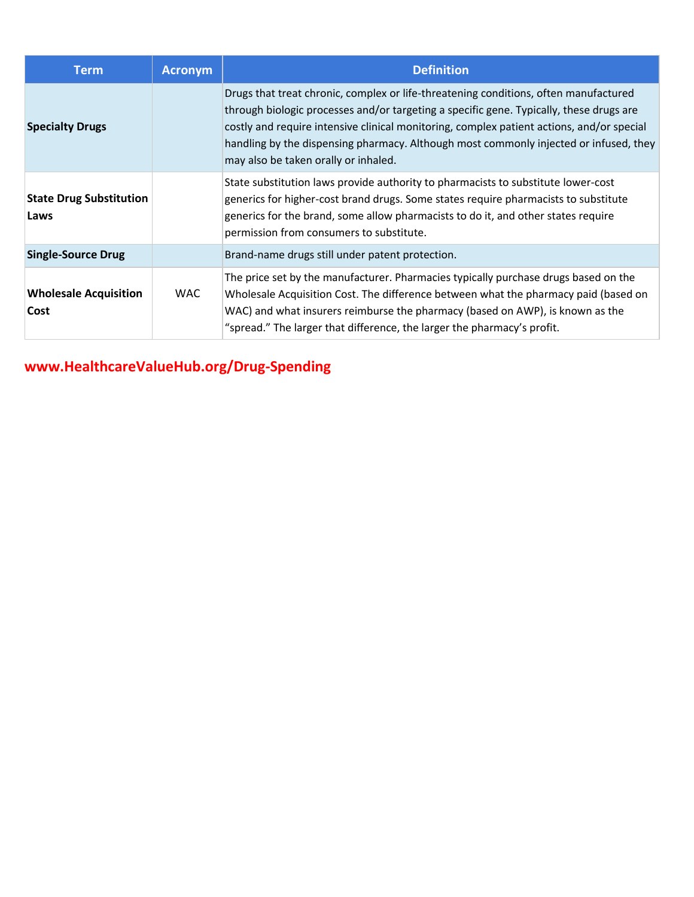| Term | Acronym | Definition |
|---|---|---|
| **Specialty Drugs** | | Drugs that treat chronic, complex or life-threatening conditions, often manufactured through biologic processes and/or targeting a specific gene. Typically, these drugs are costly and require intensive clinical monitoring, complex patient actions, and/or special handling by the dispensing pharmacy. Although most commonly injected or infused, they may also be taken orally or inhaled. |
| **State Drug Substitution Laws** | | State substitution laws provide authority to pharmacists to substitute lower-cost generics for higher-cost brand drugs. Some states require pharmacists to substitute generics for the brand, some allow pharmacists to do it, and other states require permission from consumers to substitute. |
| **Single-Source Drug** | | Brand-name drugs still under patent protection. |
| **Wholesale Acquisition Cost** | WAC | The price set by the manufacturer. Pharmacies typically purchase drugs based on the Wholesale Acquisition Cost. The difference between what the pharmacy paid (based on WAC) and what insurers reimburse the pharmacy (based on AWP), is known as the "spread." The larger that difference, the larger the pharmacy's profit. |

**www.HealthcareValueHub.org/Drug-Spending**